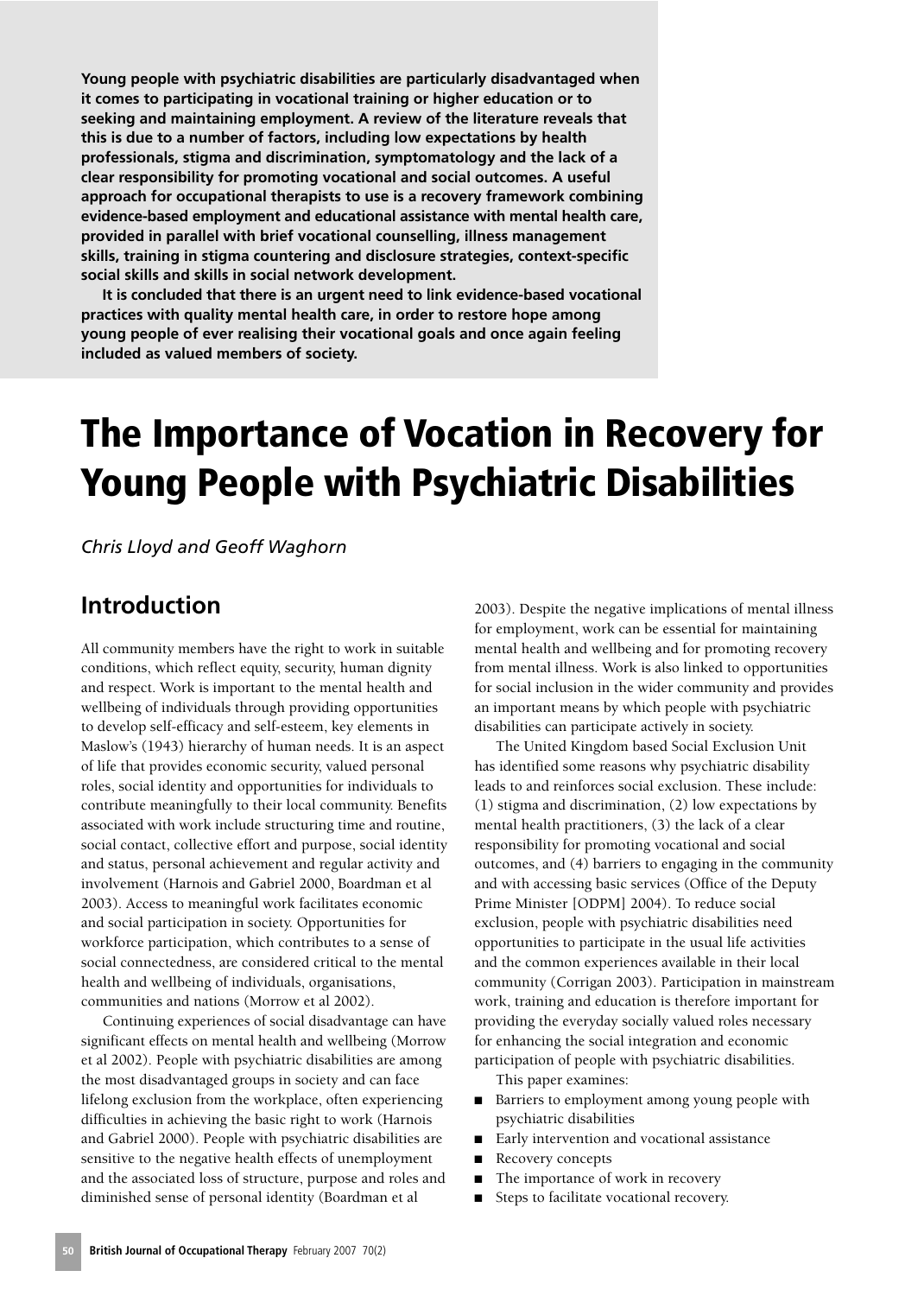**Young people with psychiatric disabilities are particularly disadvantaged when it comes to participating in vocational training or higher education or to seeking and maintaining employment. A review of the literature reveals that this is due to a number of factors, including low expectations by health professionals, stigma and discrimination, symptomatology and the lack of a clear responsibility for promoting vocational and social outcomes. A useful approach for occupational therapists to use is a recovery framework combining evidence-based employment and educational assistance with mental health care, provided in parallel with brief vocational counselling, illness management skills, training in stigma countering and disclosure strategies, context-specific social skills and skills in social network development.**

**It is concluded that there is an urgent need to link evidence-based vocational practices with quality mental health care, in order to restore hope among young people of ever realising their vocational goals and once again feeling included as valued members of society.**

# The Importance of Vocation in Recovery for Young People with Psychiatric Disabilities

*Chris Lloyd and Geoff Waghorn*

## Introduction

All community members have the right to work in suitable conditions, which reflect equity, security, human dignity and respect. Work is important to the mental health and wellbeing of individuals through providing opportunities to develop self-efficacy and self-esteem, key elements in Maslow's (1943) hierarchy of human needs. It is an aspect of life that provides economic security, valued personal roles, social identity and opportunities for individuals to contribute meaningfully to their local community. Benefits associated with work include structuring time and routine, social contact, collective effort and purpose, social identity and status, personal achievement and regular activity and involvement (Harnois and Gabriel 2000, Boardman et al 2003). Access to meaningful work facilitates economic and social participation in society. Opportunities for workforce participation, which contributes to a sense of social connectedness, are considered critical to the mental health and wellbeing of individuals, organisations, communities and nations (Morrow et al 2002).

Continuing experiences of social disadvantage can have significant effects on mental health and wellbeing (Morrow et al 2002). People with psychiatric disabilities are among the most disadvantaged groups in society and can face lifelong exclusion from the workplace, often experiencing difficulties in achieving the basic right to work (Harnois and Gabriel 2000). People with psychiatric disabilities are sensitive to the negative health effects of unemployment and the associated loss of structure, purpose and roles and diminished sense of personal identity (Boardman et al 2003). Despite the negative implications of mental illness for employment, work can be essential for maintaining mental health and wellbeing and for promoting recovery from mental illness. Work is also linked to opportunities for social inclusion in the wider community and provides an important means by which people with psychiatric disabilities can participate actively in society.

The United Kingdom based Social Exclusion Unit has identified some reasons why psychiatric disability leads to and reinforces social exclusion. These include: (1) stigma and discrimination, (2) low expectations by mental health practitioners, (3) the lack of a clear responsibility for promoting vocational and social outcomes, and (4) barriers to engaging in the community and with accessing basic services (Office of the Deputy Prime Minister [ODPM] 2004). To reduce social exclusion, people with psychiatric disabilities need opportunities to participate in the usual life activities and the common experiences available in their local community (Corrigan 2003). Participation in mainstream work, training and education is therefore important for providing the everyday socially valued roles necessary for enhancing the social integration and economic participation of people with psychiatric disabilities.

This paper examines:

- Barriers to employment among young people with psychiatric disabilities
- Early intervention and vocational assistance
- Recovery concepts
- The importance of work in recovery
- Steps to facilitate vocational recovery.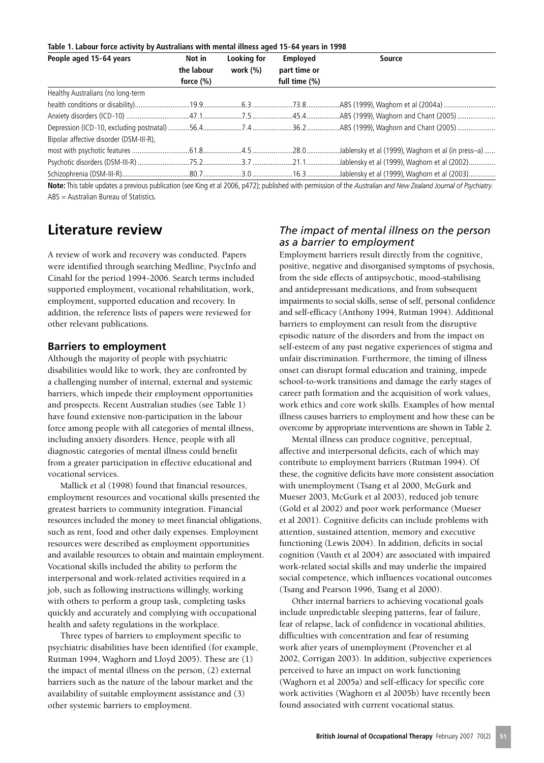**Table 1. Labour force activity by Australians with mental illness aged 15-64 years in 1998**

| People aged 15-64 years | Not in the labour force (%) | Looking for work (%) | Employed part time or full time (%) | Source |
|---|---|---|---|---|
| Healthy Australians (no long-term health conditions or disability) | 19.9 | 6.3 | 73.8 | ABS (1999), Waghorn et al (2004a) |
| Anxiety disorders (ICD-10) | 47.1 | 7.5 | 45.4 | ABS (1999), Waghorn and Chant (2005) |
| Depression (ICD-10, excluding postnatal) | 56.4 | 7.4 | 36.2 | ABS (1999), Waghorn and Chant (2005) |
| Bipolar affective disorder (DSM-III-R), most with psychotic features | 61.8 | 4.5 | 28.0 | Jablensky et al (1999), Waghorn et al (in press–a) |
| Psychotic disorders (DSM-III-R) | 75.2 | 3.7 | 21.1 | Jablensky et al (1999), Waghorn et al (2002) |
| Schizophrenia (DSM-III-R) | 80.7 | 3.0 | 16.3 | Jablensky et al (1999), Waghorn et al (2003) |

**Note:** This table updates a previous publication (see King et al 2006, p472); published with permission of the *Australian and New Zealand Journal of Psychiatry*.
ABS = Australian Bureau of Statistics.

# Literature review

A review of work and recovery was conducted. Papers were identified through searching Medline, PsycInfo and Cinahl for the period 1994-2006. Search terms included supported employment, vocational rehabilitation, work, employment, supported education and recovery. In addition, the reference lists of papers were reviewed for other relevant publications.

## Barriers to employment

Although the majority of people with psychiatric disabilities would like to work, they are confronted by a challenging number of internal, external and systemic barriers, which impede their employment opportunities and prospects. Recent Australian studies (see Table 1) have found extensive non-participation in the labour force among people with all categories of mental illness, including anxiety disorders. Hence, people with all diagnostic categories of mental illness could benefit from a greater participation in effective educational and vocational services.

Mallick et al (1998) found that financial resources, employment resources and vocational skills presented the greatest barriers to community integration. Financial resources included the money to meet financial obligations, such as rent, food and other daily expenses. Employment resources were described as employment opportunities and available resources to obtain and maintain employment. Vocational skills included the ability to perform the interpersonal and work-related activities required in a job, such as following instructions willingly, working with others to perform a group task, completing tasks quickly and accurately and complying with occupational health and safety regulations in the workplace.

Three types of barriers to employment specific to psychiatric disabilities have been identified (for example, Rutman 1994, Waghorn and Lloyd 2005). These are (1) the impact of mental illness on the person, (2) external barriers such as the nature of the labour market and the availability of suitable employment assistance and (3) other systemic barriers to employment.

### *The impact of mental illness on the person as a barrier to employment*

Employment barriers result directly from the cognitive, positive, negative and disorganised symptoms of psychosis, from the side effects of antipsychotic, mood-stabilising and antidepressant medications, and from subsequent impairments to social skills, sense of self, personal confidence and self-efficacy (Anthony 1994, Rutman 1994). Additional barriers to employment can result from the disruptive episodic nature of the disorders and from the impact on self-esteem of any past negative experiences of stigma and unfair discrimination. Furthermore, the timing of illness onset can disrupt formal education and training, impede school-to-work transitions and damage the early stages of career path formation and the acquisition of work values, work ethics and core work skills. Examples of how mental illness causes barriers to employment and how these can be overcome by appropriate interventions are shown in Table 2.

Mental illness can produce cognitive, perceptual, affective and interpersonal deficits, each of which may contribute to employment barriers (Rutman 1994). Of these, the cognitive deficits have more consistent association with unemployment (Tsang et al 2000, McGurk and Mueser 2003, McGurk et al 2003), reduced job tenure (Gold et al 2002) and poor work performance (Mueser et al 2001). Cognitive deficits can include problems with attention, sustained attention, memory and executive functioning (Lewis 2004). In addition, deficits in social cognition (Vauth et al 2004) are associated with impaired work-related social skills and may underlie the impaired social competence, which influences vocational outcomes (Tsang and Pearson 1996, Tsang et al 2000).

Other internal barriers to achieving vocational goals include unpredictable sleeping patterns, fear of failure, fear of relapse, lack of confidence in vocational abilities, difficulties with concentration and fear of resuming work after years of unemployment (Provencher et al 2002, Corrigan 2003). In addition, subjective experiences perceived to have an impact on work functioning (Waghorn et al 2005a) and self-efficacy for specific core work activities (Waghorn et al 2005b) have recently been found associated with current vocational status.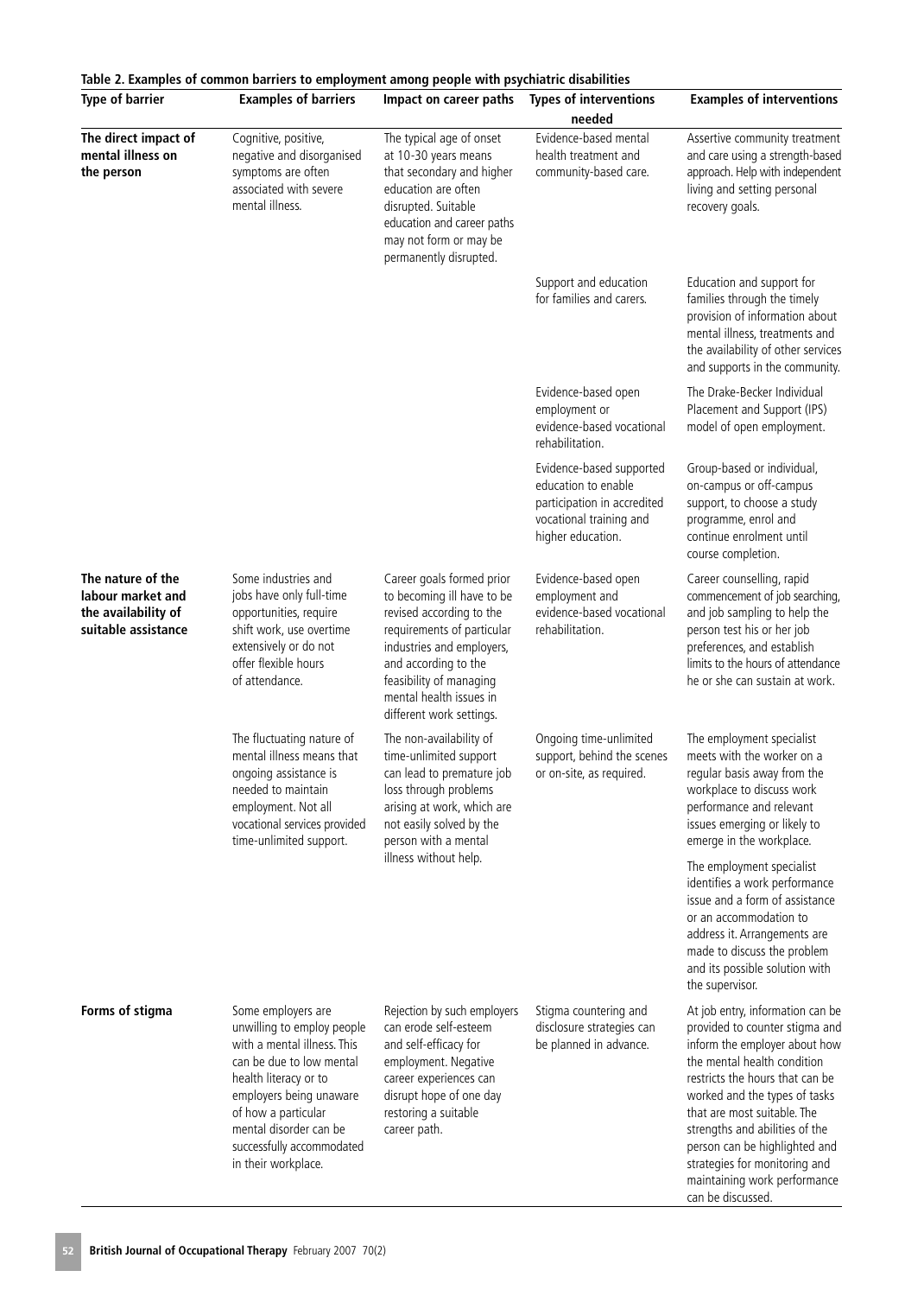**Table 2. Examples of common barriers to employment among people with psychiatric disabilities**

| Type of barrier | Examples of barriers | Impact on career paths | Types of interventions needed | Examples of interventions |
|---|---|---|---|---|
| **The direct impact of mental illness on the person** | Cognitive, positive, negative and disorganised symptoms are often associated with severe mental illness. | The typical age of onset at 10-30 years means that secondary and higher education are often disrupted. Suitable education and career paths may not form or may be permanently disrupted. | Evidence-based mental health treatment and community-based care. | Assertive community treatment and care using a strength-based approach. Help with independent living and setting personal recovery goals. |
| | | | Support and education for families and carers. | Education and support for families through the timely provision of information about mental illness, treatments and the availability of other services and supports in the community. |
| | | | Evidence-based open employment or evidence-based vocational rehabilitation. | The Drake-Becker Individual Placement and Support (IPS) model of open employment. |
| | | | Evidence-based supported education to enable participation in accredited vocational training and higher education. | Group-based or individual, on-campus or off-campus support, to choose a study programme, enrol and continue enrolment until course completion. |
| **The nature of the labour market and the availability of suitable assistance** | Some industries and jobs have only full-time opportunities, require shift work, use overtime extensively or do not offer flexible hours of attendance. | Career goals formed prior to becoming ill have to be revised according to the requirements of particular industries and employers, and according to the feasibility of managing mental health issues in different work settings. | Evidence-based open employment and evidence-based vocational rehabilitation. | Career counselling, rapid commencement of job searching, and job sampling to help the person test his or her job preferences, and establish limits to the hours of attendance he or she can sustain at work. |
| | The fluctuating nature of mental illness means that ongoing assistance is needed to maintain employment. Not all vocational services provided time-unlimited support. | The non-availability of time-unlimited support can lead to premature job loss through problems arising at work, which are not easily solved by the person with a mental illness without help. | Ongoing time-unlimited support, behind the scenes or on-site, as required. | The employment specialist meets with the worker on a regular basis away from the workplace to discuss work performance and relevant issues emerging or likely to emerge in the workplace. |
| | | | | The employment specialist identifies a work performance issue and a form of assistance or an accommodation to address it. Arrangements are made to discuss the problem and its possible solution with the supervisor. |
| **Forms of stigma** | Some employers are unwilling to employ people with a mental illness. This can be due to low mental health literacy or to employers being unaware of how a particular mental disorder can be successfully accommodated in their workplace. | Rejection by such employers can erode self-esteem and self-efficacy for employment. Negative career experiences can disrupt hope of one day restoring a suitable career path. | Stigma countering and disclosure strategies can be planned in advance. | At job entry, information can be provided to counter stigma and inform the employer about how the mental health condition restricts the hours that can be worked and the types of tasks that are most suitable. The strengths and abilities of the person can be highlighted and strategies for monitoring and maintaining work performance can be discussed. |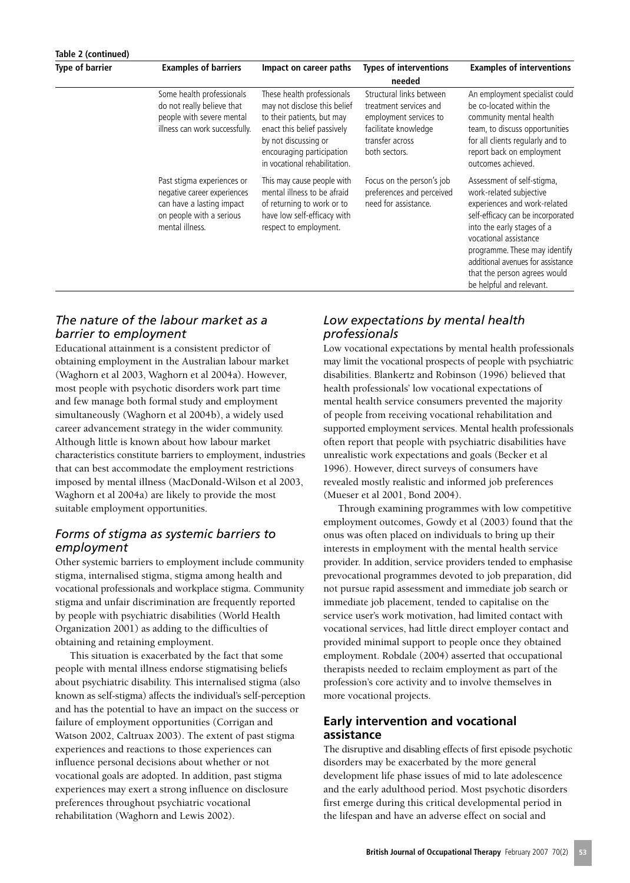**Table 2 (continued)**

| Type of barrier | Examples of barriers | Impact on career paths | Types of interventions needed | Examples of interventions |
|---|---|---|---|---|
| | Some health professionals do not really believe that people with severe mental illness can work successfully. | These health professionals may not disclose this belief to their patients, but may enact this belief passively by not discussing or encouraging participation in vocational rehabilitation. | Structural links between treatment services and employment services to facilitate knowledge transfer across both sectors. | An employment specialist could be co-located within the community mental health team, to discuss opportunities for all clients regularly and to report back on employment outcomes achieved. |
| | Past stigma experiences or negative career experiences can have a lasting impact on people with a serious mental illness. | This may cause people with mental illness to be afraid of returning to work or to have low self-efficacy with respect to employment. | Focus on the person's job preferences and perceived need for assistance. | Assessment of self-stigma, work-related subjective experiences and work-related self-efficacy can be incorporated into the early stages of a vocational assistance programme. These may identify additional avenues for assistance that the person agrees would be helpful and relevant. |

### *The nature of the labour market as a barrier to employment*

Educational attainment is a consistent predictor of obtaining employment in the Australian labour market (Waghorn et al 2003, Waghorn et al 2004a). However, most people with psychotic disorders work part time and few manage both formal study and employment simultaneously (Waghorn et al 2004b), a widely used career advancement strategy in the wider community. Although little is known about how labour market characteristics constitute barriers to employment, industries that can best accommodate the employment restrictions imposed by mental illness (MacDonald-Wilson et al 2003, Waghorn et al 2004a) are likely to provide the most suitable employment opportunities.

### *Forms of stigma as systemic barriers to employment*

Other systemic barriers to employment include community stigma, internalised stigma, stigma among health and vocational professionals and workplace stigma. Community stigma and unfair discrimination are frequently reported by people with psychiatric disabilities (World Health Organization 2001) as adding to the difficulties of obtaining and retaining employment.

This situation is exacerbated by the fact that some people with mental illness endorse stigmatising beliefs about psychiatric disability. This internalised stigma (also known as self-stigma) affects the individual's self-perception and has the potential to have an impact on the success or failure of employment opportunities (Corrigan and Watson 2002, Caltruax 2003). The extent of past stigma experiences and reactions to those experiences can influence personal decisions about whether or not vocational goals are adopted. In addition, past stigma experiences may exert a strong influence on disclosure preferences throughout psychiatric vocational rehabilitation (Waghorn and Lewis 2002).

### *Low expectations by mental health professionals*

Low vocational expectations by mental health professionals may limit the vocational prospects of people with psychiatric disabilities. Blankertz and Robinson (1996) believed that health professionals' low vocational expectations of mental health service consumers prevented the majority of people from receiving vocational rehabilitation and supported employment services. Mental health professionals often report that people with psychiatric disabilities have unrealistic work expectations and goals (Becker et al 1996). However, direct surveys of consumers have revealed mostly realistic and informed job preferences (Mueser et al 2001, Bond 2004).

Through examining programmes with low competitive employment outcomes, Gowdy et al (2003) found that the onus was often placed on individuals to bring up their interests in employment with the mental health service provider. In addition, service providers tended to emphasise prevocational programmes devoted to job preparation, did not pursue rapid assessment and immediate job search or immediate job placement, tended to capitalise on the service user's work motivation, had limited contact with vocational services, had little direct employer contact and provided minimal support to people once they obtained employment. Robdale (2004) asserted that occupational therapists needed to reclaim employment as part of the profession's core activity and to involve themselves in more vocational projects.

## Early intervention and vocational assistance

The disruptive and disabling effects of first episode psychotic disorders may be exacerbated by the more general development life phase issues of mid to late adolescence and the early adulthood period. Most psychotic disorders first emerge during this critical developmental period in the lifespan and have an adverse effect on social and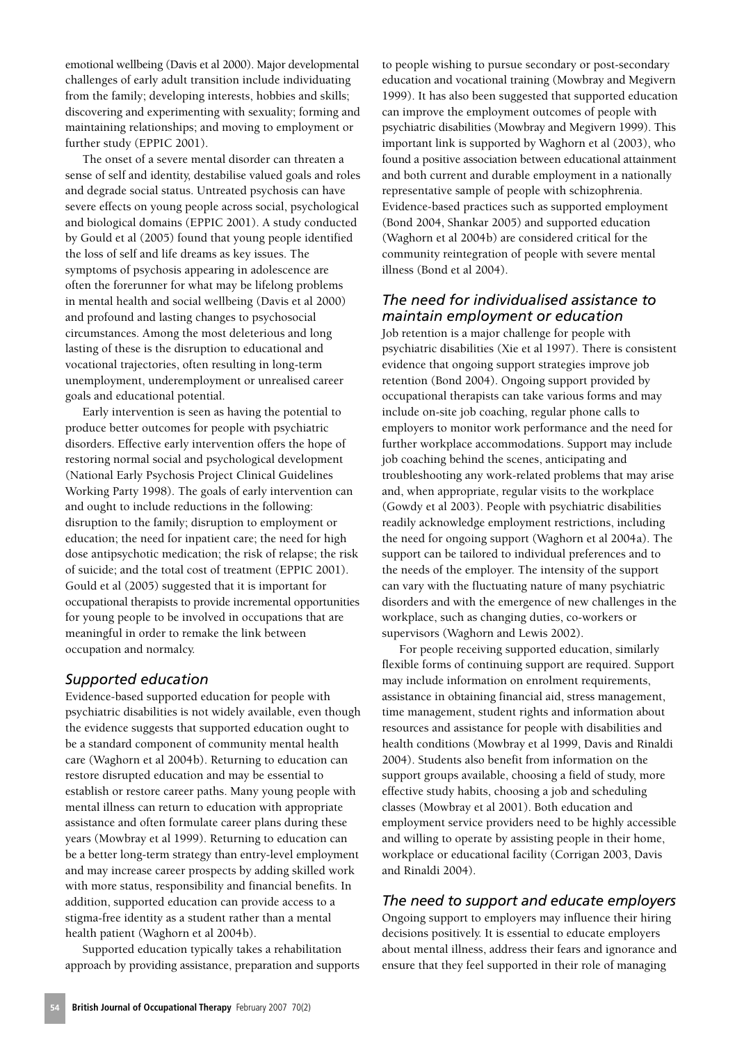emotional wellbeing (Davis et al 2000). Major developmental challenges of early adult transition include individuating from the family; developing interests, hobbies and skills; discovering and experimenting with sexuality; forming and maintaining relationships; and moving to employment or further study (EPPIC 2001).

The onset of a severe mental disorder can threaten a sense of self and identity, destabilise valued goals and roles and degrade social status. Untreated psychosis can have severe effects on young people across social, psychological and biological domains (EPPIC 2001). A study conducted by Gould et al (2005) found that young people identified the loss of self and life dreams as key issues. The symptoms of psychosis appearing in adolescence are often the forerunner for what may be lifelong problems in mental health and social wellbeing (Davis et al 2000) and profound and lasting changes to psychosocial circumstances. Among the most deleterious and long lasting of these is the disruption to educational and vocational trajectories, often resulting in long-term unemployment, underemployment or unrealised career goals and educational potential.

Early intervention is seen as having the potential to produce better outcomes for people with psychiatric disorders. Effective early intervention offers the hope of restoring normal social and psychological development (National Early Psychosis Project Clinical Guidelines Working Party 1998). The goals of early intervention can and ought to include reductions in the following: disruption to the family; disruption to employment or education; the need for inpatient care; the need for high dose antipsychotic medication; the risk of relapse; the risk of suicide; and the total cost of treatment (EPPIC 2001). Gould et al (2005) suggested that it is important for occupational therapists to provide incremental opportunities for young people to be involved in occupations that are meaningful in order to remake the link between occupation and normalcy.

## *Supported education*

Evidence-based supported education for people with psychiatric disabilities is not widely available, even though the evidence suggests that supported education ought to be a standard component of community mental health care (Waghorn et al 2004b). Returning to education can restore disrupted education and may be essential to establish or restore career paths. Many young people with mental illness can return to education with appropriate assistance and often formulate career plans during these years (Mowbray et al 1999). Returning to education can be a better long-term strategy than entry-level employment and may increase career prospects by adding skilled work with more status, responsibility and financial benefits. In addition, supported education can provide access to a stigma-free identity as a student rather than a mental health patient (Waghorn et al 2004b).

Supported education typically takes a rehabilitation approach by providing assistance, preparation and supports to people wishing to pursue secondary or post-secondary education and vocational training (Mowbray and Megivern 1999). It has also been suggested that supported education can improve the employment outcomes of people with psychiatric disabilities (Mowbray and Megivern 1999). This important link is supported by Waghorn et al (2003), who found a positive association between educational attainment and both current and durable employment in a nationally representative sample of people with schizophrenia. Evidence-based practices such as supported employment (Bond 2004, Shankar 2005) and supported education (Waghorn et al 2004b) are considered critical for the community reintegration of people with severe mental illness (Bond et al 2004).

## *The need for individualised assistance to maintain employment or education*

Job retention is a major challenge for people with psychiatric disabilities (Xie et al 1997). There is consistent evidence that ongoing support strategies improve job retention (Bond 2004). Ongoing support provided by occupational therapists can take various forms and may include on-site job coaching, regular phone calls to employers to monitor work performance and the need for further workplace accommodations. Support may include job coaching behind the scenes, anticipating and troubleshooting any work-related problems that may arise and, when appropriate, regular visits to the workplace (Gowdy et al 2003). People with psychiatric disabilities readily acknowledge employment restrictions, including the need for ongoing support (Waghorn et al 2004a). The support can be tailored to individual preferences and to the needs of the employer. The intensity of the support can vary with the fluctuating nature of many psychiatric disorders and with the emergence of new challenges in the workplace, such as changing duties, co-workers or supervisors (Waghorn and Lewis 2002).

For people receiving supported education, similarly flexible forms of continuing support are required. Support may include information on enrolment requirements, assistance in obtaining financial aid, stress management, time management, student rights and information about resources and assistance for people with disabilities and health conditions (Mowbray et al 1999, Davis and Rinaldi 2004). Students also benefit from information on the support groups available, choosing a field of study, more effective study habits, choosing a job and scheduling classes (Mowbray et al 2001). Both education and employment service providers need to be highly accessible and willing to operate by assisting people in their home, workplace or educational facility (Corrigan 2003, Davis and Rinaldi 2004).

## *The need to support and educate employers*

Ongoing support to employers may influence their hiring decisions positively. It is essential to educate employers about mental illness, address their fears and ignorance and ensure that they feel supported in their role of managing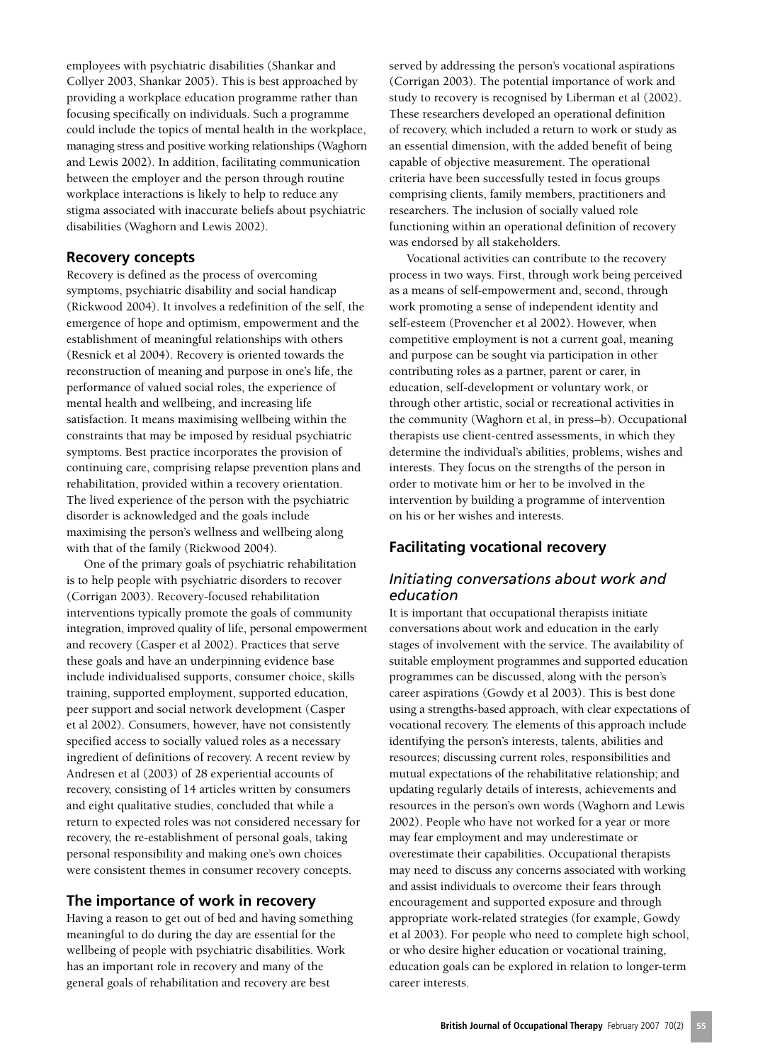employees with psychiatric disabilities (Shankar and Collyer 2003, Shankar 2005). This is best approached by providing a workplace education programme rather than focusing specifically on individuals. Such a programme could include the topics of mental health in the workplace, managing stress and positive working relationships (Waghorn and Lewis 2002). In addition, facilitating communication between the employer and the person through routine workplace interactions is likely to help to reduce any stigma associated with inaccurate beliefs about psychiatric disabilities (Waghorn and Lewis 2002).

## Recovery concepts

Recovery is defined as the process of overcoming symptoms, psychiatric disability and social handicap (Rickwood 2004). It involves a redefinition of the self, the emergence of hope and optimism, empowerment and the establishment of meaningful relationships with others (Resnick et al 2004). Recovery is oriented towards the reconstruction of meaning and purpose in one's life, the performance of valued social roles, the experience of mental health and wellbeing, and increasing life satisfaction. It means maximising wellbeing within the constraints that may be imposed by residual psychiatric symptoms. Best practice incorporates the provision of continuing care, comprising relapse prevention plans and rehabilitation, provided within a recovery orientation. The lived experience of the person with the psychiatric disorder is acknowledged and the goals include maximising the person's wellness and wellbeing along with that of the family (Rickwood 2004).

One of the primary goals of psychiatric rehabilitation is to help people with psychiatric disorders to recover (Corrigan 2003). Recovery-focused rehabilitation interventions typically promote the goals of community integration, improved quality of life, personal empowerment and recovery (Casper et al 2002). Practices that serve these goals and have an underpinning evidence base include individualised supports, consumer choice, skills training, supported employment, supported education, peer support and social network development (Casper et al 2002). Consumers, however, have not consistently specified access to socially valued roles as a necessary ingredient of definitions of recovery. A recent review by Andresen et al (2003) of 28 experiential accounts of recovery, consisting of 14 articles written by consumers and eight qualitative studies, concluded that while a return to expected roles was not considered necessary for recovery, the re-establishment of personal goals, taking personal responsibility and making one's own choices were consistent themes in consumer recovery concepts.

## The importance of work in recovery

Having a reason to get out of bed and having something meaningful to do during the day are essential for the wellbeing of people with psychiatric disabilities. Work has an important role in recovery and many of the general goals of rehabilitation and recovery are best served by addressing the person's vocational aspirations (Corrigan 2003). The potential importance of work and study to recovery is recognised by Liberman et al (2002). These researchers developed an operational definition of recovery, which included a return to work or study as an essential dimension, with the added benefit of being capable of objective measurement. The operational criteria have been successfully tested in focus groups comprising clients, family members, practitioners and researchers. The inclusion of socially valued role functioning within an operational definition of recovery was endorsed by all stakeholders.

Vocational activities can contribute to the recovery process in two ways. First, through work being perceived as a means of self-empowerment and, second, through work promoting a sense of independent identity and self-esteem (Provencher et al 2002). However, when competitive employment is not a current goal, meaning and purpose can be sought via participation in other contributing roles as a partner, parent or carer, in education, self-development or voluntary work, or through other artistic, social or recreational activities in the community (Waghorn et al, in press–b). Occupational therapists use client-centred assessments, in which they determine the individual's abilities, problems, wishes and interests. They focus on the strengths of the person in order to motivate him or her to be involved in the intervention by building a programme of intervention on his or her wishes and interests.

## Facilitating vocational recovery

### *Initiating conversations about work and education*

It is important that occupational therapists initiate conversations about work and education in the early stages of involvement with the service. The availability of suitable employment programmes and supported education programmes can be discussed, along with the person's career aspirations (Gowdy et al 2003). This is best done using a strengths-based approach, with clear expectations of vocational recovery. The elements of this approach include identifying the person's interests, talents, abilities and resources; discussing current roles, responsibilities and mutual expectations of the rehabilitative relationship; and updating regularly details of interests, achievements and resources in the person's own words (Waghorn and Lewis 2002). People who have not worked for a year or more may fear employment and may underestimate or overestimate their capabilities. Occupational therapists may need to discuss any concerns associated with working and assist individuals to overcome their fears through encouragement and supported exposure and through appropriate work-related strategies (for example, Gowdy et al 2003). For people who need to complete high school, or who desire higher education or vocational training, education goals can be explored in relation to longer-term career interests.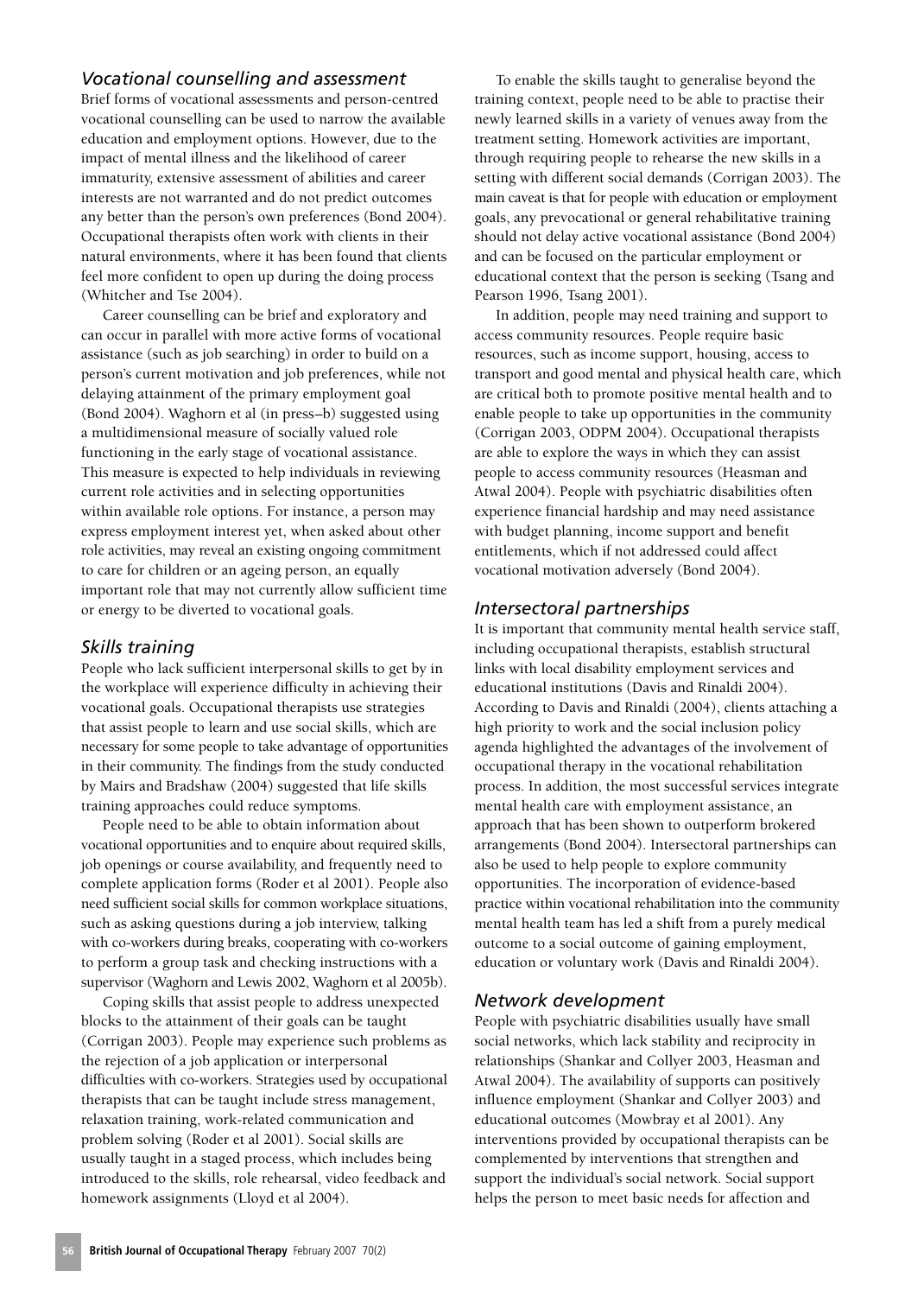### *Vocational counselling and assessment*

Brief forms of vocational assessments and person-centred vocational counselling can be used to narrow the available education and employment options. However, due to the impact of mental illness and the likelihood of career immaturity, extensive assessment of abilities and career interests are not warranted and do not predict outcomes any better than the person's own preferences (Bond 2004). Occupational therapists often work with clients in their natural environments, where it has been found that clients feel more confident to open up during the doing process (Whitcher and Tse 2004).

Career counselling can be brief and exploratory and can occur in parallel with more active forms of vocational assistance (such as job searching) in order to build on a person's current motivation and job preferences, while not delaying attainment of the primary employment goal (Bond 2004). Waghorn et al (in press–b) suggested using a multidimensional measure of socially valued role functioning in the early stage of vocational assistance. This measure is expected to help individuals in reviewing current role activities and in selecting opportunities within available role options. For instance, a person may express employment interest yet, when asked about other role activities, may reveal an existing ongoing commitment to care for children or an ageing person, an equally important role that may not currently allow sufficient time or energy to be diverted to vocational goals.

### *Skills training*

People who lack sufficient interpersonal skills to get by in the workplace will experience difficulty in achieving their vocational goals. Occupational therapists use strategies that assist people to learn and use social skills, which are necessary for some people to take advantage of opportunities in their community. The findings from the study conducted by Mairs and Bradshaw (2004) suggested that life skills training approaches could reduce symptoms.

People need to be able to obtain information about vocational opportunities and to enquire about required skills, job openings or course availability, and frequently need to complete application forms (Roder et al 2001). People also need sufficient social skills for common workplace situations, such as asking questions during a job interview, talking with co-workers during breaks, cooperating with co-workers to perform a group task and checking instructions with a supervisor (Waghorn and Lewis 2002, Waghorn et al 2005b).

Coping skills that assist people to address unexpected blocks to the attainment of their goals can be taught (Corrigan 2003). People may experience such problems as the rejection of a job application or interpersonal difficulties with co-workers. Strategies used by occupational therapists that can be taught include stress management, relaxation training, work-related communication and problem solving (Roder et al 2001). Social skills are usually taught in a staged process, which includes being introduced to the skills, role rehearsal, video feedback and homework assignments (Lloyd et al 2004).

To enable the skills taught to generalise beyond the training context, people need to be able to practise their newly learned skills in a variety of venues away from the treatment setting. Homework activities are important, through requiring people to rehearse the new skills in a setting with different social demands (Corrigan 2003). The main caveat is that for people with education or employment goals, any prevocational or general rehabilitative training should not delay active vocational assistance (Bond 2004) and can be focused on the particular employment or educational context that the person is seeking (Tsang and Pearson 1996, Tsang 2001).

In addition, people may need training and support to access community resources. People require basic resources, such as income support, housing, access to transport and good mental and physical health care, which are critical both to promote positive mental health and to enable people to take up opportunities in the community (Corrigan 2003, ODPM 2004). Occupational therapists are able to explore the ways in which they can assist people to access community resources (Heasman and Atwal 2004). People with psychiatric disabilities often experience financial hardship and may need assistance with budget planning, income support and benefit entitlements, which if not addressed could affect vocational motivation adversely (Bond 2004).

### *Intersectoral partnerships*

It is important that community mental health service staff, including occupational therapists, establish structural links with local disability employment services and educational institutions (Davis and Rinaldi 2004). According to Davis and Rinaldi (2004), clients attaching a high priority to work and the social inclusion policy agenda highlighted the advantages of the involvement of occupational therapy in the vocational rehabilitation process. In addition, the most successful services integrate mental health care with employment assistance, an approach that has been shown to outperform brokered arrangements (Bond 2004). Intersectoral partnerships can also be used to help people to explore community opportunities. The incorporation of evidence-based practice within vocational rehabilitation into the community mental health team has led a shift from a purely medical outcome to a social outcome of gaining employment, education or voluntary work (Davis and Rinaldi 2004).

### *Network development*

People with psychiatric disabilities usually have small social networks, which lack stability and reciprocity in relationships (Shankar and Collyer 2003, Heasman and Atwal 2004). The availability of supports can positively influence employment (Shankar and Collyer 2003) and educational outcomes (Mowbray et al 2001). Any interventions provided by occupational therapists can be complemented by interventions that strengthen and support the individual's social network. Social support helps the person to meet basic needs for affection and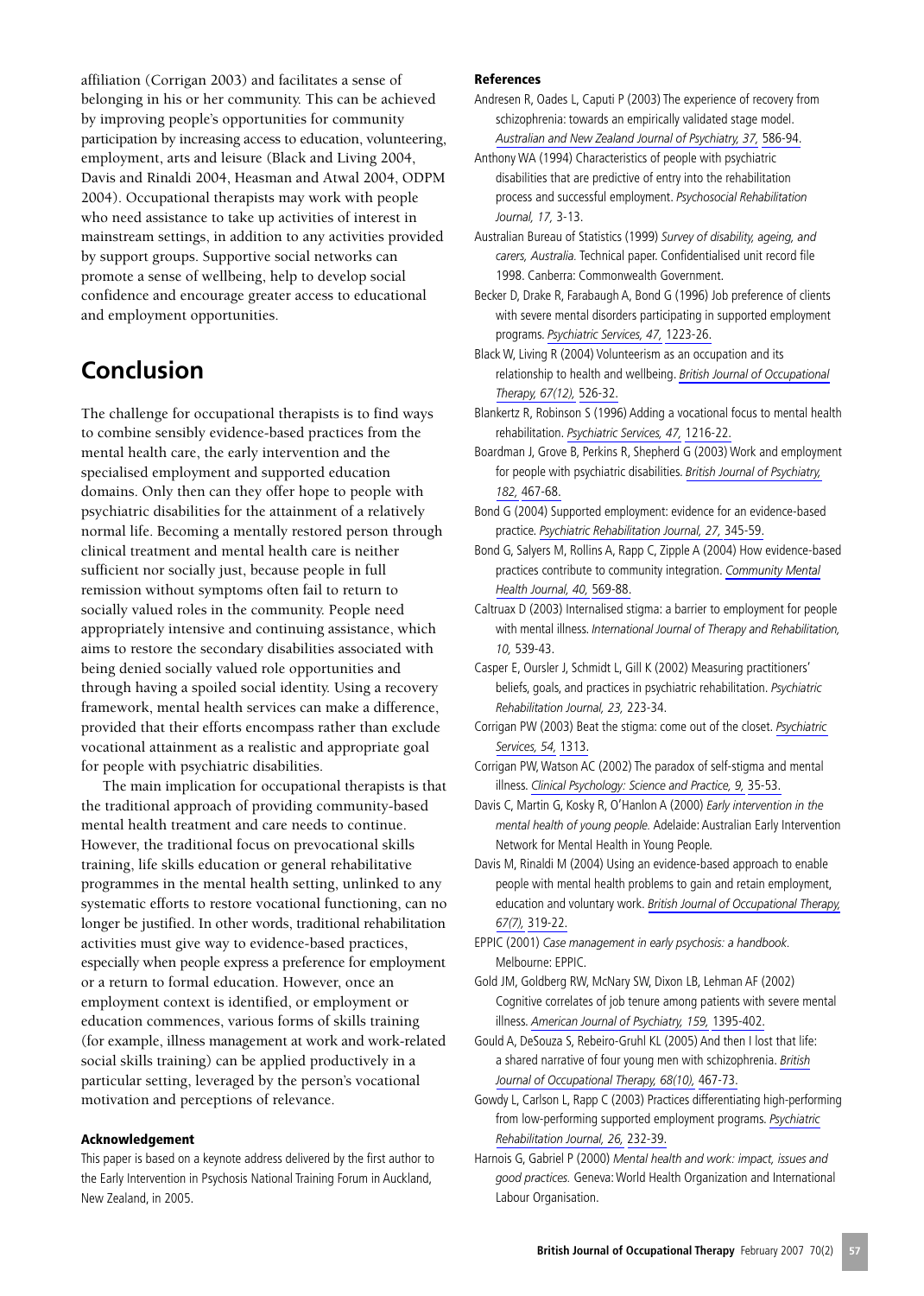affiliation (Corrigan 2003) and facilitates a sense of belonging in his or her community. This can be achieved by improving people's opportunities for community participation by increasing access to education, volunteering, employment, arts and leisure (Black and Living 2004, Davis and Rinaldi 2004, Heasman and Atwal 2004, ODPM 2004). Occupational therapists may work with people who need assistance to take up activities of interest in mainstream settings, in addition to any activities provided by support groups. Supportive social networks can promote a sense of wellbeing, help to develop social confidence and encourage greater access to educational and employment opportunities.

## Conclusion

The challenge for occupational therapists is to find ways to combine sensibly evidence-based practices from the mental health care, the early intervention and the specialised employment and supported education domains. Only then can they offer hope to people with psychiatric disabilities for the attainment of a relatively normal life. Becoming a mentally restored person through clinical treatment and mental health care is neither sufficient nor socially just, because people in full remission without symptoms often fail to return to socially valued roles in the community. People need appropriately intensive and continuing assistance, which aims to restore the secondary disabilities associated with being denied socially valued role opportunities and through having a spoiled social identity. Using a recovery framework, mental health services can make a difference, provided that their efforts encompass rather than exclude vocational attainment as a realistic and appropriate goal for people with psychiatric disabilities.

The main implication for occupational therapists is that the traditional approach of providing community-based mental health treatment and care needs to continue. However, the traditional focus on prevocational skills training, life skills education or general rehabilitative programmes in the mental health setting, unlinked to any systematic efforts to restore vocational functioning, can no longer be justified. In other words, traditional rehabilitation activities must give way to evidence-based practices, especially when people express a preference for employment or a return to formal education. However, once an employment context is identified, or employment or education commences, various forms of skills training (for example, illness management at work and work-related social skills training) can be applied productively in a particular setting, leveraged by the person's vocational motivation and perceptions of relevance.

### Acknowledgement

This paper is based on a keynote address delivered by the first author to the Early Intervention in Psychosis National Training Forum in Auckland, New Zealand, in 2005.

### References

Andresen R, Oades L, Caputi P (2003) The experience of recovery from schizophrenia: towards an empirically validated stage model. *Australian and New Zealand Journal of Psychiatry, 37,* 586-94.

Anthony WA (1994) Characteristics of people with psychiatric disabilities that are predictive of entry into the rehabilitation process and successful employment. *Psychosocial Rehabilitation Journal, 17,* 3-13.

Australian Bureau of Statistics (1999) *Survey of disability, ageing, and carers, Australia.* Technical paper. Confidentialised unit record file 1998. Canberra: Commonwealth Government.

Becker D, Drake R, Farabaugh A, Bond G (1996) Job preference of clients with severe mental disorders participating in supported employment programs. *Psychiatric Services, 47,* 1223-26.

Black W, Living R (2004) Volunteerism as an occupation and its relationship to health and wellbeing. *British Journal of Occupational Therapy, 67(12),* 526-32.

Blankertz R, Robinson S (1996) Adding a vocational focus to mental health rehabilitation. *Psychiatric Services, 47,* 1216-22.

Boardman J, Grove B, Perkins R, Shepherd G (2003) Work and employment for people with psychiatric disabilities. *British Journal of Psychiatry, 182,* 467-68.

Bond G (2004) Supported employment: evidence for an evidence-based practice. *Psychiatric Rehabilitation Journal, 27,* 345-59.

Bond G, Salyers M, Rollins A, Rapp C, Zipple A (2004) How evidence-based practices contribute to community integration. *Community Mental Health Journal, 40,* 569-88.

Caltruax D (2003) Internalised stigma: a barrier to employment for people with mental illness. *International Journal of Therapy and Rehabilitation, 10,* 539-43.

Casper E, Oursler J, Schmidt L, Gill K (2002) Measuring practitioners' beliefs, goals, and practices in psychiatric rehabilitation. *Psychiatric Rehabilitation Journal, 23,* 223-34.

Corrigan PW (2003) Beat the stigma: come out of the closet. *Psychiatric Services, 54,* 1313.

Corrigan PW, Watson AC (2002) The paradox of self-stigma and mental illness. *Clinical Psychology: Science and Practice, 9,* 35-53.

Davis C, Martin G, Kosky R, O'Hanlon A (2000) *Early intervention in the mental health of young people.* Adelaide: Australian Early Intervention Network for Mental Health in Young People.

Davis M, Rinaldi M (2004) Using an evidence-based approach to enable people with mental health problems to gain and retain employment, education and voluntary work. *British Journal of Occupational Therapy, 67(7),* 319-22.

EPPIC (2001) *Case management in early psychosis: a handbook.* Melbourne: EPPIC.

Gold JM, Goldberg RW, McNary SW, Dixon LB, Lehman AF (2002) Cognitive correlates of job tenure among patients with severe mental illness. *American Journal of Psychiatry, 159,* 1395-402.

Gould A, DeSouza S, Rebeiro-Gruhl KL (2005) And then I lost that life: a shared narrative of four young men with schizophrenia. *British Journal of Occupational Therapy, 68(10),* 467-73.

Gowdy L, Carlson L, Rapp C (2003) Practices differentiating high-performing from low-performing supported employment programs. *Psychiatric Rehabilitation Journal, 26,* 232-39.

Harnois G, Gabriel P (2000) *Mental health and work: impact, issues and good practices.* Geneva: World Health Organization and International Labour Organisation.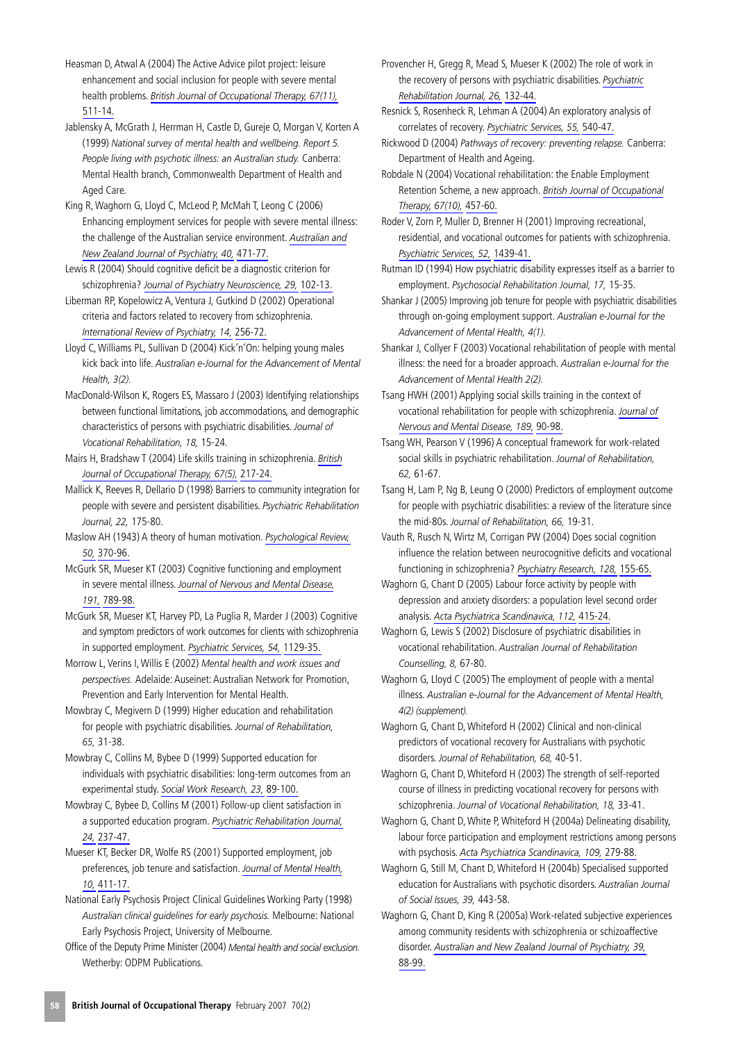Heasman D, Atwal A (2004) The Active Advice pilot project: leisure enhancement and social inclusion for people with severe mental health problems. *British Journal of Occupational Therapy, 67(11),* 511-14.

Jablensky A, McGrath J, Herrman H, Castle D, Gureje O, Morgan V, Korten A (1999) *National survey of mental health and wellbeing. Report 5. People living with psychotic illness: an Australian study.* Canberra: Mental Health branch, Commonwealth Department of Health and Aged Care.

King R, Waghorn G, Lloyd C, McLeod P, McMah T, Leong C (2006) Enhancing employment services for people with severe mental illness: the challenge of the Australian service environment. *Australian and New Zealand Journal of Psychiatry, 40,* 471-77.

Lewis R (2004) Should cognitive deficit be a diagnostic criterion for schizophrenia? *Journal of Psychiatry Neuroscience, 29,* 102-13.

Liberman RP, Kopelowicz A, Ventura J, Gutkind D (2002) Operational criteria and factors related to recovery from schizophrenia. *International Review of Psychiatry, 14,* 256-72.

Lloyd C, Williams PL, Sullivan D (2004) Kick'n'On: helping young males kick back into life. *Australian e-Journal for the Advancement of Mental Health, 3(2).*

MacDonald-Wilson K, Rogers ES, Massaro J (2003) Identifying relationships between functional limitations, job accommodations, and demographic characteristics of persons with psychiatric disabilities. *Journal of Vocational Rehabilitation, 18,* 15-24.

Mairs H, Bradshaw T (2004) Life skills training in schizophrenia. *British Journal of Occupational Therapy, 67(5),* 217-24.

Mallick K, Reeves R, Dellario D (1998) Barriers to community integration for people with severe and persistent disabilities. *Psychiatric Rehabilitation Journal, 22,* 175-80.

Maslow AH (1943) A theory of human motivation. *Psychological Review, 50,* 370-96.

McGurk SR, Mueser KT (2003) Cognitive functioning and employment in severe mental illness. *Journal of Nervous and Mental Disease, 191,* 789-98.

McGurk SR, Mueser KT, Harvey PD, La Puglia R, Marder J (2003) Cognitive and symptom predictors of work outcomes for clients with schizophrenia in supported employment. *Psychiatric Services, 54,* 1129-35.

Morrow L, Verins I, Willis E (2002) *Mental health and work issues and perspectives.* Adelaide: Auseinet: Australian Network for Promotion, Prevention and Early Intervention for Mental Health.

Mowbray C, Megivern D (1999) Higher education and rehabilitation for people with psychiatric disabilities. *Journal of Rehabilitation, 65,* 31-38.

Mowbray C, Collins M, Bybee D (1999) Supported education for individuals with psychiatric disabilities: long-term outcomes from an experimental study. *Social Work Research, 23,* 89-100.

Mowbray C, Bybee D, Collins M (2001) Follow-up client satisfaction in a supported education program. *Psychiatric Rehabilitation Journal, 24,* 237-47.

Mueser KT, Becker DR, Wolfe RS (2001) Supported employment, job preferences, job tenure and satisfaction. *Journal of Mental Health, 10,* 411-17.

National Early Psychosis Project Clinical Guidelines Working Party (1998) *Australian clinical guidelines for early psychosis.* Melbourne: National Early Psychosis Project, University of Melbourne.

Office of the Deputy Prime Minister (2004) *Mental health and social exclusion.* Wetherby: ODPM Publications.

Provencher H, Gregg R, Mead S, Mueser K (2002) The role of work in the recovery of persons with psychiatric disabilities. *Psychiatric Rehabilitation Journal, 26,* 132-44.

Resnick S, Rosenheck R, Lehman A (2004) An exploratory analysis of correlates of recovery. *Psychiatric Services, 55,* 540-47.

Rickwood D (2004) *Pathways of recovery: preventing relapse.* Canberra: Department of Health and Ageing.

Robdale N (2004) Vocational rehabilitation: the Enable Employment Retention Scheme, a new approach. *British Journal of Occupational Therapy, 67(10),* 457-60.

Roder V, Zorn P, Muller D, Brenner H (2001) Improving recreational, residential, and vocational outcomes for patients with schizophrenia. *Psychiatric Services, 52,* 1439-41.

Rutman ID (1994) How psychiatric disability expresses itself as a barrier to employment. *Psychosocial Rehabilitation Journal, 17,* 15-35.

Shankar J (2005) Improving job tenure for people with psychiatric disabilities through on-going employment support. *Australian e-Journal for the Advancement of Mental Health, 4(1).*

Shankar J, Collyer F (2003) Vocational rehabilitation of people with mental illness: the need for a broader approach. *Australian e-Journal for the Advancement of Mental Health 2(2).*

Tsang HWH (2001) Applying social skills training in the context of vocational rehabilitation for people with schizophrenia. *Journal of Nervous and Mental Disease, 189,* 90-98.

Tsang WH, Pearson V (1996) A conceptual framework for work-related social skills in psychiatric rehabilitation. *Journal of Rehabilitation, 62,* 61-67.

Tsang H, Lam P, Ng B, Leung O (2000) Predictors of employment outcome for people with psychiatric disabilities: a review of the literature since the mid-80s. *Journal of Rehabilitation, 66,* 19-31.

Vauth R, Rusch N, Wirtz M, Corrigan PW (2004) Does social cognition influence the relation between neurocognitive deficits and vocational functioning in schizophrenia? *Psychiatry Research, 128,* 155-65.

Waghorn G, Chant D (2005) Labour force activity by people with depression and anxiety disorders: a population level second order analysis. *Acta Psychiatrica Scandinavica, 112,* 415-24.

Waghorn G, Lewis S (2002) Disclosure of psychiatric disabilities in vocational rehabilitation. *Australian Journal of Rehabilitation Counselling, 8,* 67-80.

Waghorn G, Lloyd C (2005) The employment of people with a mental illness. *Australian e-Journal for the Advancement of Mental Health, 4(2) (supplement).*

Waghorn G, Chant D, Whiteford H (2002) Clinical and non-clinical predictors of vocational recovery for Australians with psychotic disorders. *Journal of Rehabilitation, 68,* 40-51.

Waghorn G, Chant D, Whiteford H (2003) The strength of self-reported course of illness in predicting vocational recovery for persons with schizophrenia. *Journal of Vocational Rehabilitation, 18,* 33-41.

Waghorn G, Chant D, White P, Whiteford H (2004a) Delineating disability, labour force participation and employment restrictions among persons with psychosis. *Acta Psychiatrica Scandinavica, 109,* 279-88.

Waghorn G, Still M, Chant D, Whiteford H (2004b) Specialised supported education for Australians with psychotic disorders. *Australian Journal of Social Issues, 39,* 443-58.

Waghorn G, Chant D, King R (2005a) Work-related subjective experiences among community residents with schizophrenia or schizoaffective disorder. *Australian and New Zealand Journal of Psychiatry, 39,* 88-99.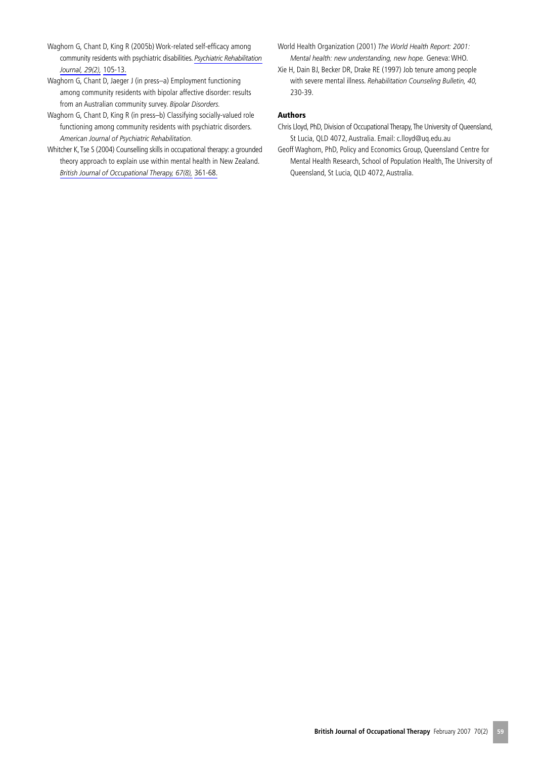Waghorn G, Chant D, King R (2005b) Work-related self-efficacy among community residents with psychiatric disabilities. *Psychiatric Rehabilitation Journal, 29(2),* 105-13.

Waghorn G, Chant D, Jaeger J (in press–a) Employment functioning among community residents with bipolar affective disorder: results from an Australian community survey. *Bipolar Disorders.*

Waghorn G, Chant D, King R (in press–b) Classifying socially-valued role functioning among community residents with psychiatric disorders. *American Journal of Psychiatric Rehabilitation.*

Whitcher K, Tse S (2004) Counselling skills in occupational therapy: a grounded theory approach to explain use within mental health in New Zealand. *British Journal of Occupational Therapy, 67(8),* 361-68.

World Health Organization (2001) *The World Health Report: 2001: Mental health: new understanding, new hope.* Geneva: WHO.

Xie H, Dain BJ, Becker DR, Drake RE (1997) Job tenure among people with severe mental illness. *Rehabilitation Counseling Bulletin, 40,* 230-39.

## Authors

Chris Lloyd, PhD, Division of Occupational Therapy, The University of Queensland, St Lucia, QLD 4072, Australia. Email: c.lloyd@uq.edu.au

Geoff Waghorn, PhD, Policy and Economics Group, Queensland Centre for Mental Health Research, School of Population Health, The University of Queensland, St Lucia, QLD 4072, Australia.